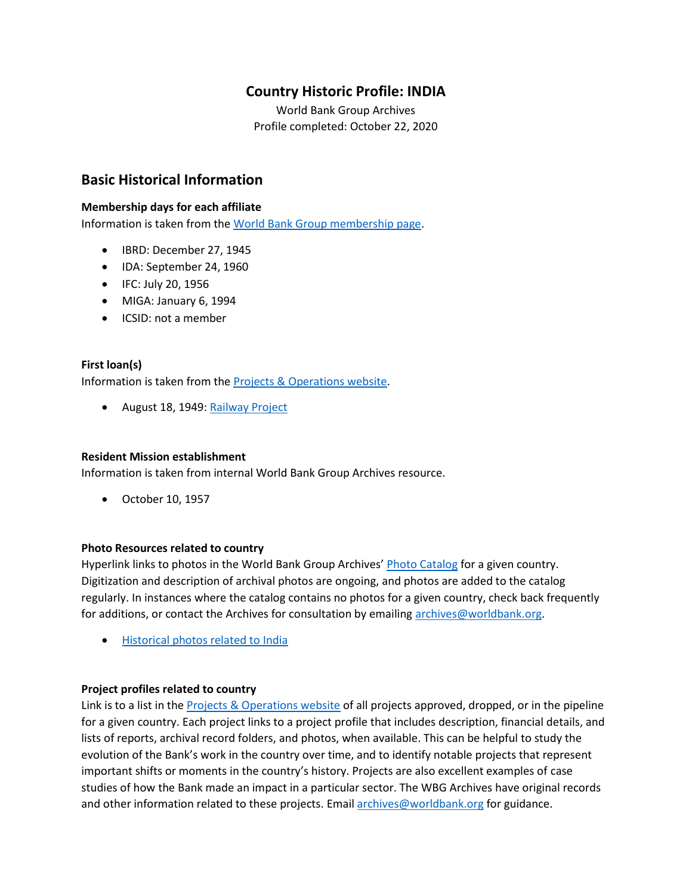# Country Historic Profile: INDIA

World Bank Group Archives
Profile completed: October 22, 2020

## Basic Historical Information

### Membership days for each affiliate

Information is taken from the World Bank Group membership page.

- IBRD: December 27, 1945
- IDA: September 24, 1960
- IFC: July 20, 1956
- MIGA: January 6, 1994
- ICSID: not a member

### First loan(s)

Information is taken from the Projects & Operations website.

- August 18, 1949: Railway Project

### Resident Mission establishment

Information is taken from internal World Bank Group Archives resource.

- October 10, 1957

### Photo Resources related to country

Hyperlink links to photos in the World Bank Group Archives' Photo Catalog for a given country. Digitization and description of archival photos are ongoing, and photos are added to the catalog regularly. In instances where the catalog contains no photos for a given country, check back frequently for additions, or contact the Archives for consultation by emailing archives@worldbank.org.

- Historical photos related to India

### Project profiles related to country

Link is to a list in the Projects & Operations website of all projects approved, dropped, or in the pipeline for a given country. Each project links to a project profile that includes description, financial details, and lists of reports, archival record folders, and photos, when available. This can be helpful to study the evolution of the Bank's work in the country over time, and to identify notable projects that represent important shifts or moments in the country's history. Projects are also excellent examples of case studies of how the Bank made an impact in a particular sector. The WBG Archives have original records and other information related to these projects. Email archives@worldbank.org for guidance.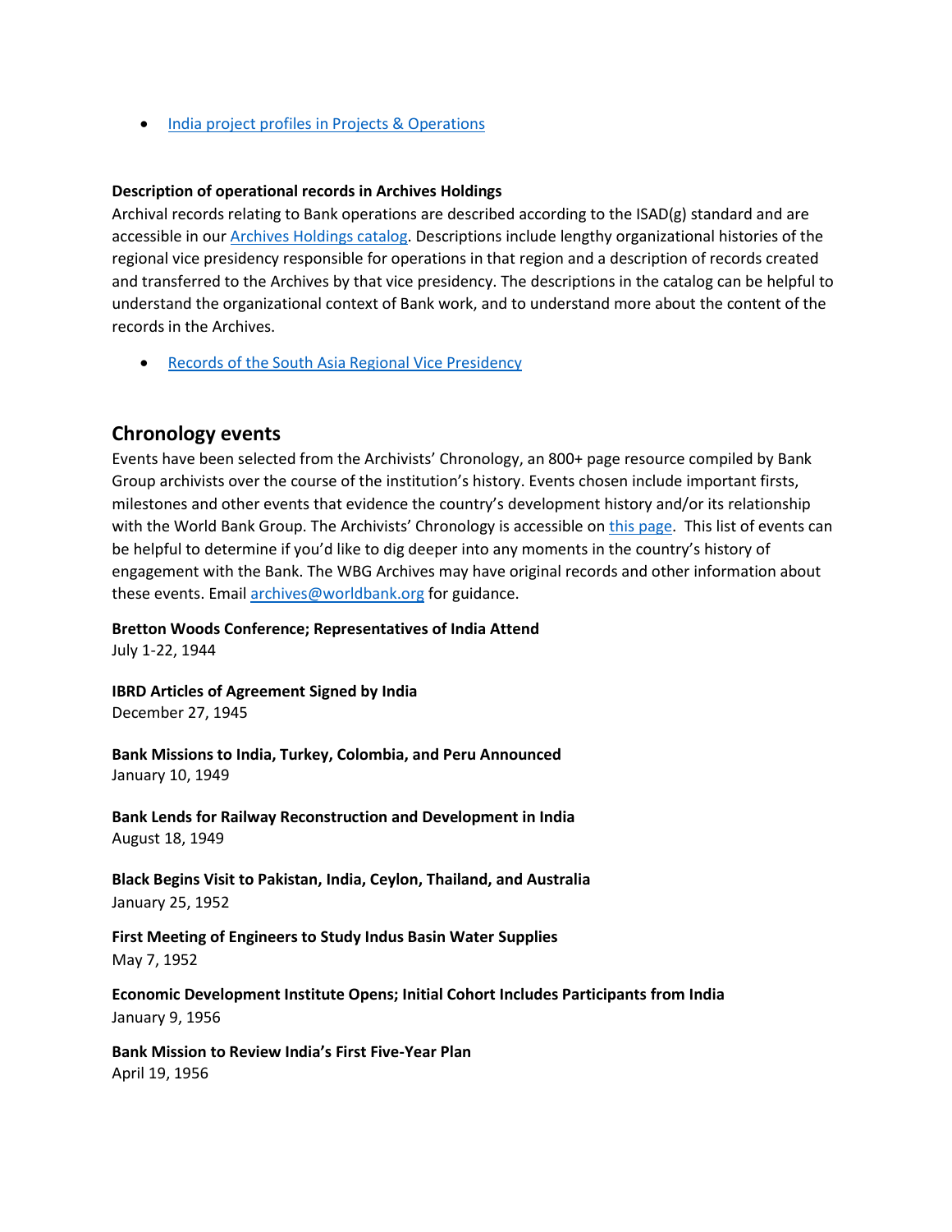- [India project profiles in Projects & Operations]()

**Description of operational records in Archives Holdings**

Archival records relating to Bank operations are described according to the ISAD(g) standard and are accessible in our [Archives Holdings catalog](). Descriptions include lengthy organizational histories of the regional vice presidency responsible for operations in that region and a description of records created and transferred to the Archives by that vice presidency. The descriptions in the catalog can be helpful to understand the organizational context of Bank work, and to understand more about the content of the records in the Archives.

- [Records of the South Asia Regional Vice Presidency]()

## Chronology events

Events have been selected from the Archivists' Chronology, an 800+ page resource compiled by Bank Group archivists over the course of the institution's history. Events chosen include important firsts, milestones and other events that evidence the country's development history and/or its relationship with the World Bank Group. The Archivists' Chronology is accessible on [this page](). This list of events can be helpful to determine if you'd like to dig deeper into any moments in the country's history of engagement with the Bank. The WBG Archives may have original records and other information about these events. Email [archives@worldbank.org]() for guidance.

**Bretton Woods Conference; Representatives of India Attend**
July 1-22, 1944

**IBRD Articles of Agreement Signed by India**
December 27, 1945

**Bank Missions to India, Turkey, Colombia, and Peru Announced**
January 10, 1949

**Bank Lends for Railway Reconstruction and Development in India**
August 18, 1949

**Black Begins Visit to Pakistan, India, Ceylon, Thailand, and Australia**
January 25, 1952

**First Meeting of Engineers to Study Indus Basin Water Supplies**
May 7, 1952

**Economic Development Institute Opens; Initial Cohort Includes Participants from India**
January 9, 1956

**Bank Mission to Review India's First Five-Year Plan**
April 19, 1956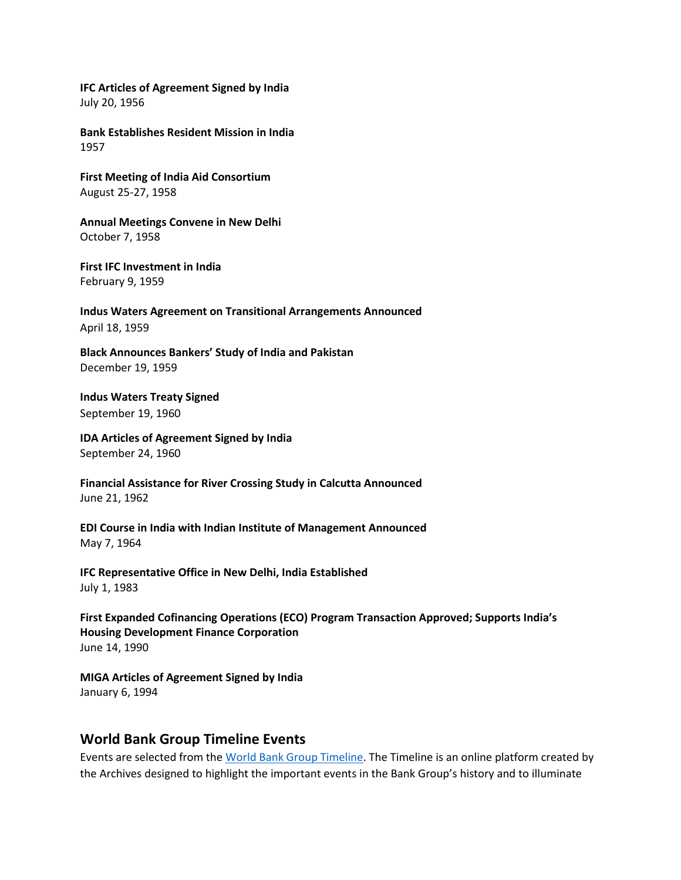**IFC Articles of Agreement Signed by India**
July 20, 1956

**Bank Establishes Resident Mission in India**
1957

**First Meeting of India Aid Consortium**
August 25-27, 1958

**Annual Meetings Convene in New Delhi**
October 7, 1958

**First IFC Investment in India**
February 9, 1959

**Indus Waters Agreement on Transitional Arrangements Announced**
April 18, 1959

**Black Announces Bankers' Study of India and Pakistan**
December 19, 1959

**Indus Waters Treaty Signed**
September 19, 1960

**IDA Articles of Agreement Signed by India**
September 24, 1960

**Financial Assistance for River Crossing Study in Calcutta Announced**
June 21, 1962

**EDI Course in India with Indian Institute of Management Announced**
May 7, 1964

**IFC Representative Office in New Delhi, India Established**
July 1, 1983

**First Expanded Cofinancing Operations (ECO) Program Transaction Approved; Supports India's Housing Development Finance Corporation**
June 14, 1990

**MIGA Articles of Agreement Signed by India**
January 6, 1994

## World Bank Group Timeline Events

Events are selected from the [World Bank Group Timeline](). The Timeline is an online platform created by the Archives designed to highlight the important events in the Bank Group's history and to illuminate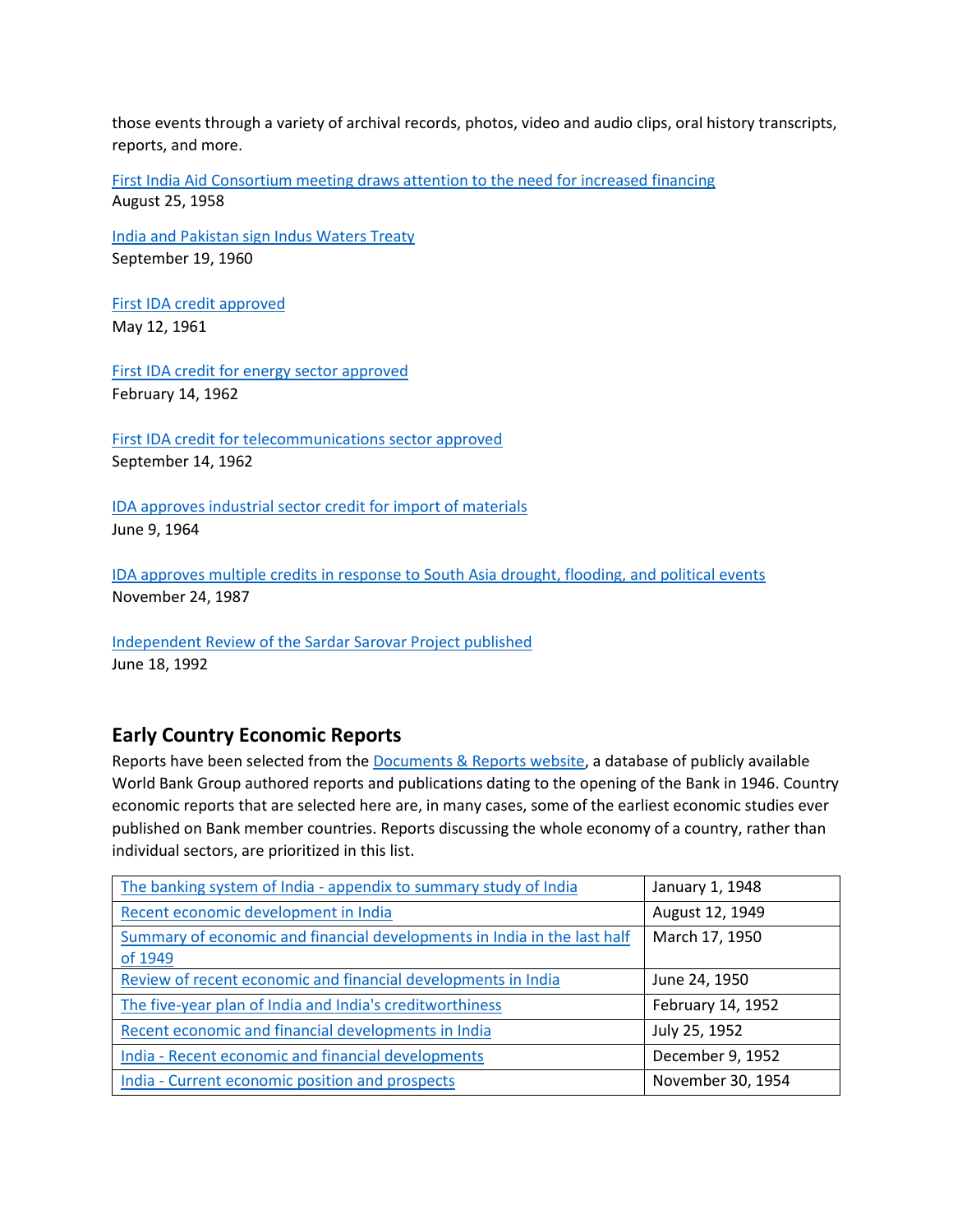those events through a variety of archival records, photos, video and audio clips, oral history transcripts, reports, and more.

First India Aid Consortium meeting draws attention to the need for increased financing
August 25, 1958

India and Pakistan sign Indus Waters Treaty
September 19, 1960

First IDA credit approved
May 12, 1961

First IDA credit for energy sector approved
February 14, 1962

First IDA credit for telecommunications sector approved
September 14, 1962

IDA approves industrial sector credit for import of materials
June 9, 1964

IDA approves multiple credits in response to South Asia drought, flooding, and political events
November 24, 1987

Independent Review of the Sardar Sarovar Project published
June 18, 1992

## Early Country Economic Reports

Reports have been selected from the Documents & Reports website, a database of publicly available World Bank Group authored reports and publications dating to the opening of the Bank in 1946. Country economic reports that are selected here are, in many cases, some of the earliest economic studies ever published on Bank member countries. Reports discussing the whole economy of a country, rather than individual sectors, are prioritized in this list.

| | |
|---|---|
| The banking system of India - appendix to summary study of India | January 1, 1948 |
| Recent economic development in India | August 12, 1949 |
| Summary of economic and financial developments in India in the last half of 1949 | March 17, 1950 |
| Review of recent economic and financial developments in India | June 24, 1950 |
| The five-year plan of India and India's creditworthiness | February 14, 1952 |
| Recent economic and financial developments in India | July 25, 1952 |
| India - Recent economic and financial developments | December 9, 1952 |
| India - Current economic position and prospects | November 30, 1954 |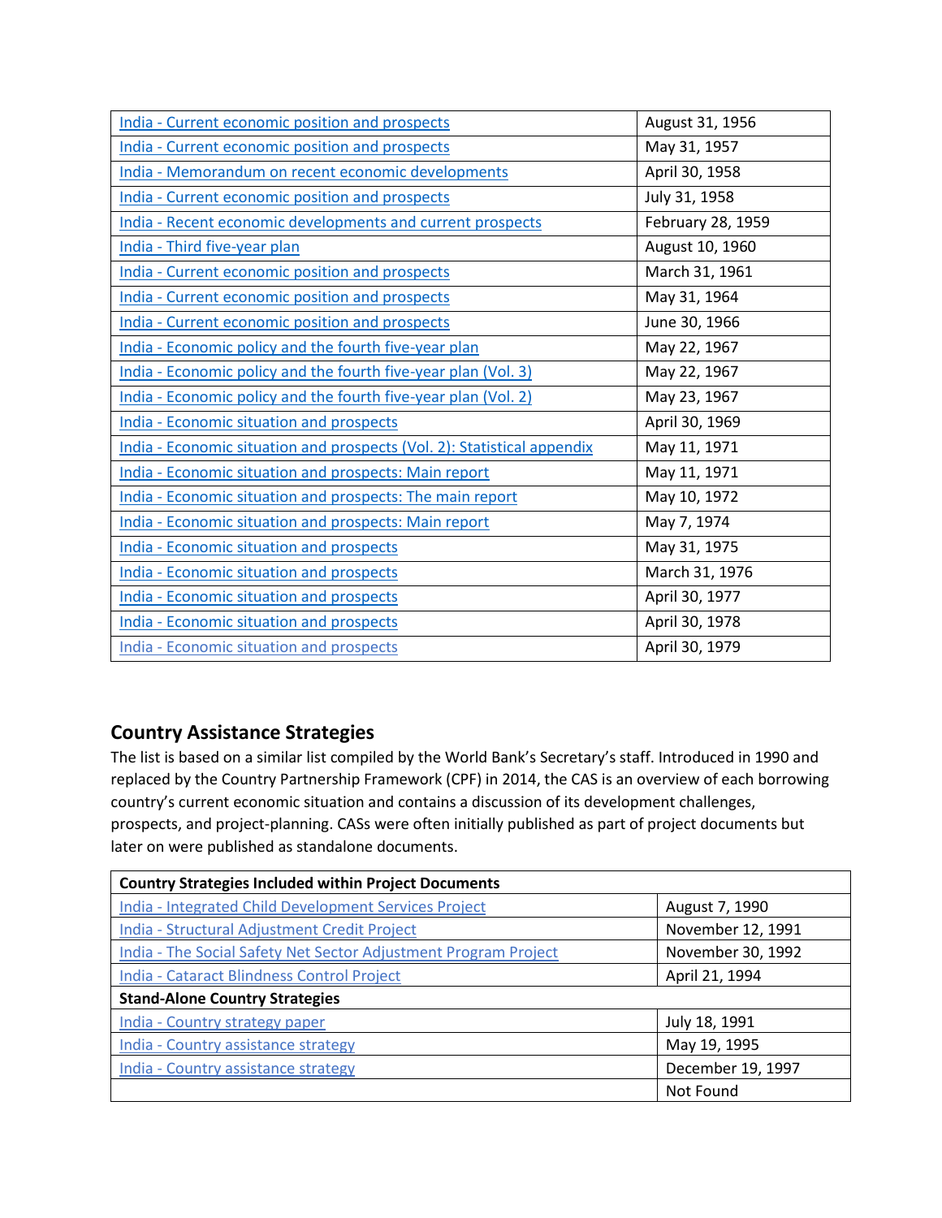| | |
|---|---|
| India - Current economic position and prospects | August 31, 1956 |
| India - Current economic position and prospects | May 31, 1957 |
| India - Memorandum on recent economic developments | April 30, 1958 |
| India - Current economic position and prospects | July 31, 1958 |
| India - Recent economic developments and current prospects | February 28, 1959 |
| India - Third five-year plan | August 10, 1960 |
| India - Current economic position and prospects | March 31, 1961 |
| India - Current economic position and prospects | May 31, 1964 |
| India - Current economic position and prospects | June 30, 1966 |
| India - Economic policy and the fourth five-year plan | May 22, 1967 |
| India - Economic policy and the fourth five-year plan (Vol. 3) | May 22, 1967 |
| India - Economic policy and the fourth five-year plan (Vol. 2) | May 23, 1967 |
| India - Economic situation and prospects | April 30, 1969 |
| India - Economic situation and prospects (Vol. 2): Statistical appendix | May 11, 1971 |
| India - Economic situation and prospects: Main report | May 11, 1971 |
| India - Economic situation and prospects: The main report | May 10, 1972 |
| India - Economic situation and prospects: Main report | May 7, 1974 |
| India - Economic situation and prospects | May 31, 1975 |
| India - Economic situation and prospects | March 31, 1976 |
| India - Economic situation and prospects | April 30, 1977 |
| India - Economic situation and prospects | April 30, 1978 |
| India - Economic situation and prospects | April 30, 1979 |

## Country Assistance Strategies

The list is based on a similar list compiled by the World Bank's Secretary's staff. Introduced in 1990 and replaced by the Country Partnership Framework (CPF) in 2014, the CAS is an overview of each borrowing country's current economic situation and contains a discussion of its development challenges, prospects, and project-planning. CASs were often initially published as part of project documents but later on were published as standalone documents.

| **Country Strategies Included within Project Documents** | |
|---|---|
| India - Integrated Child Development Services Project | August 7, 1990 |
| India - Structural Adjustment Credit Project | November 12, 1991 |
| India - The Social Safety Net Sector Adjustment Program Project | November 30, 1992 |
| India - Cataract Blindness Control Project | April 21, 1994 |
| **Stand-Alone Country Strategies** | |
| India - Country strategy paper | July 18, 1991 |
| India - Country assistance strategy | May 19, 1995 |
| India - Country assistance strategy | December 19, 1997 |
| | Not Found |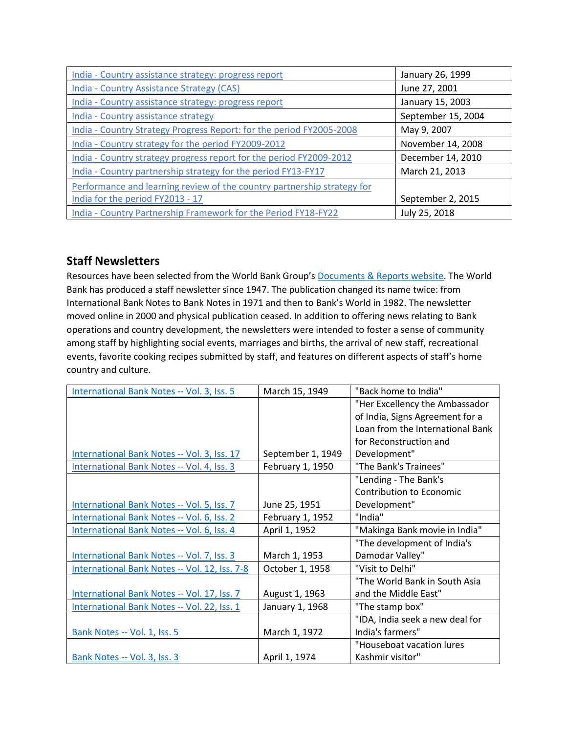| | |
|---|---|
| India - Country assistance strategy: progress report | January 26, 1999 |
| India - Country Assistance Strategy (CAS) | June 27, 2001 |
| India - Country assistance strategy: progress report | January 15, 2003 |
| India - Country assistance strategy | September 15, 2004 |
| India - Country Strategy Progress Report: for the period FY2005-2008 | May 9, 2007 |
| India - Country strategy for the period FY2009-2012 | November 14, 2008 |
| India - Country strategy progress report for the period FY2009-2012 | December 14, 2010 |
| India - Country partnership strategy for the period FY13-FY17 | March 21, 2013 |
| Performance and learning review of the country partnership strategy for India for the period FY2013 - 17 | September 2, 2015 |
| India - Country Partnership Framework for the Period FY18-FY22 | July 25, 2018 |

## Staff Newsletters

Resources have been selected from the World Bank Group's Documents & Reports website. The World Bank has produced a staff newsletter since 1947. The publication changed its name twice: from International Bank Notes to Bank Notes in 1971 and then to Bank's World in 1982. The newsletter moved online in 2000 and physical publication ceased. In addition to offering news relating to Bank operations and country development, the newsletters were intended to foster a sense of community among staff by highlighting social events, marriages and births, the arrival of new staff, recreational events, favorite cooking recipes submitted by staff, and features on different aspects of staff's home country and culture.

| | | |
|---|---|---|
| International Bank Notes -- Vol. 3, Iss. 5 | March 15, 1949 | "Back home to India" |
| International Bank Notes -- Vol. 3, Iss. 17 | September 1, 1949 | "Her Excellency the Ambassador of India, Signs Agreement for a Loan from the International Bank for Reconstruction and Development" |
| International Bank Notes -- Vol. 4, Iss. 3 | February 1, 1950 | "The Bank's Trainees" |
| International Bank Notes -- Vol. 5, Iss. 7 | June 25, 1951 | "Lending - The Bank's Contribution to Economic Development" |
| International Bank Notes -- Vol. 6, Iss. 2 | February 1, 1952 | "India" |
| International Bank Notes -- Vol. 6, Iss. 4 | April 1, 1952 | "Makinga Bank movie in India" |
| International Bank Notes -- Vol. 7, Iss. 3 | March 1, 1953 | "The development of India's Damodar Valley" |
| International Bank Notes -- Vol. 12, Iss. 7-8 | October 1, 1958 | "Visit to Delhi" |
| International Bank Notes -- Vol. 17, Iss. 7 | August 1, 1963 | "The World Bank in South Asia and the Middle East" |
| International Bank Notes -- Vol. 22, Iss. 1 | January 1, 1968 | "The stamp box" |
| Bank Notes -- Vol. 1, Iss. 5 | March 1, 1972 | "IDA, India seek a new deal for India's farmers" |
| Bank Notes -- Vol. 3, Iss. 3 | April 1, 1974 | "Houseboat vacation lures Kashmir visitor" |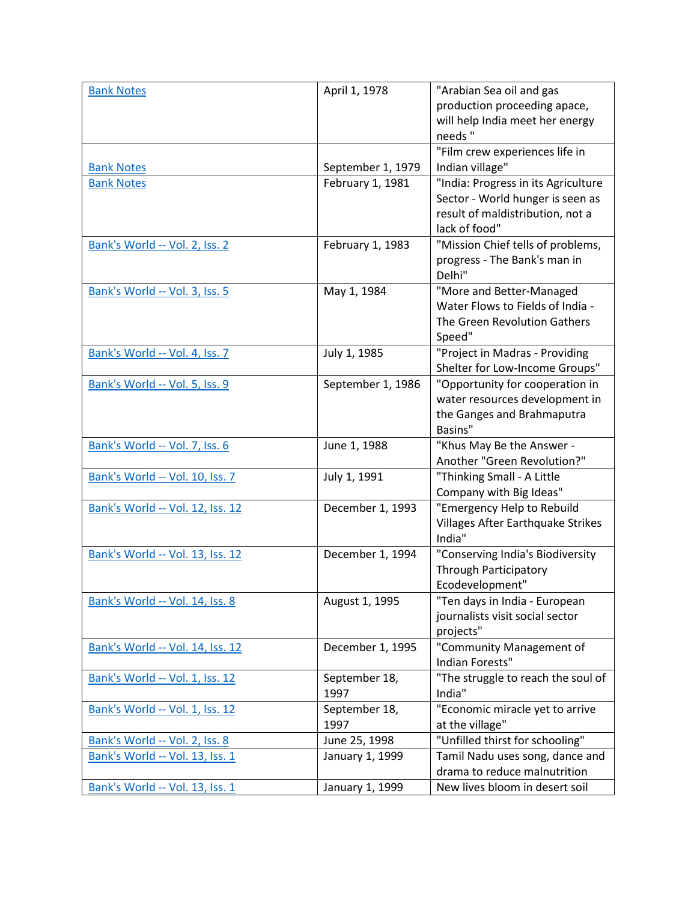| Bank Notes | April 1, 1978 | "Arabian Sea oil and gas production proceeding apace, will help India meet her energy needs " |
|---|---|---|
| Bank Notes | September 1, 1979 | "Film crew experiences life in Indian village" |
| Bank Notes | February 1, 1981 | "India: Progress in its Agriculture Sector - World hunger is seen as result of maldistribution, not a lack of food" |
| Bank's World -- Vol. 2, Iss. 2 | February 1, 1983 | "Mission Chief tells of problems, progress - The Bank's man in Delhi" |
| Bank's World -- Vol. 3, Iss. 5 | May 1, 1984 | "More and Better-Managed Water Flows to Fields of India - The Green Revolution Gathers Speed" |
| Bank's World -- Vol. 4, Iss. 7 | July 1, 1985 | "Project in Madras - Providing Shelter for Low-Income Groups" |
| Bank's World -- Vol. 5, Iss. 9 | September 1, 1986 | "Opportunity for cooperation in water resources development in the Ganges and Brahmaputra Basins" |
| Bank's World -- Vol. 7, Iss. 6 | June 1, 1988 | "Khus May Be the Answer - Another "Green Revolution?" |
| Bank's World -- Vol. 10, Iss. 7 | July 1, 1991 | "Thinking Small - A Little Company with Big Ideas" |
| Bank's World -- Vol. 12, Iss. 12 | December 1, 1993 | "Emergency Help to Rebuild Villages After Earthquake Strikes India" |
| Bank's World -- Vol. 13, Iss. 12 | December 1, 1994 | "Conserving India's Biodiversity Through Participatory Ecodevelopment" |
| Bank's World -- Vol. 14, Iss. 8 | August 1, 1995 | "Ten days in India - European journalists visit social sector projects" |
| Bank's World -- Vol. 14, Iss. 12 | December 1, 1995 | "Community Management of Indian Forests" |
| Bank's World -- Vol. 1, Iss. 12 | September 18, 1997 | "The struggle to reach the soul of India" |
| Bank's World -- Vol. 1, Iss. 12 | September 18, 1997 | "Economic miracle yet to arrive at the village" |
| Bank's World -- Vol. 2, Iss. 8 | June 25, 1998 | "Unfilled thirst for schooling" |
| Bank's World -- Vol. 13, Iss. 1 | January 1, 1999 | Tamil Nadu uses song, dance and drama to reduce malnutrition |
| Bank's World -- Vol. 13, Iss. 1 | January 1, 1999 | New lives bloom in desert soil |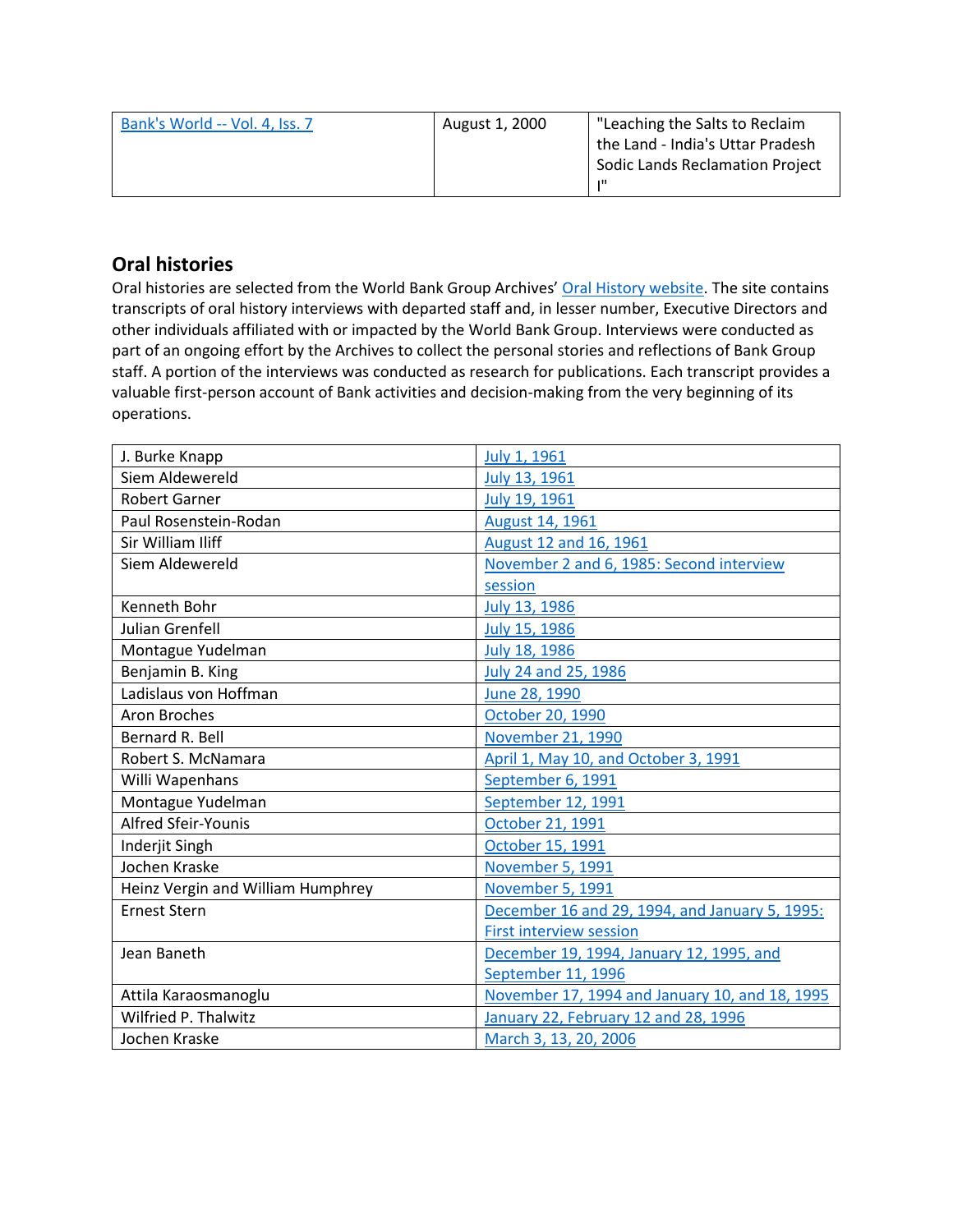| | | |
|---|---|---|
| Bank's World -- Vol. 4, Iss. 7 | August 1, 2000 | "Leaching the Salts to Reclaim the Land - India's Uttar Pradesh Sodic Lands Reclamation Project I" |

## Oral histories

Oral histories are selected from the World Bank Group Archives' Oral History website. The site contains transcripts of oral history interviews with departed staff and, in lesser number, Executive Directors and other individuals affiliated with or impacted by the World Bank Group. Interviews were conducted as part of an ongoing effort by the Archives to collect the personal stories and reflections of Bank Group staff. A portion of the interviews was conducted as research for publications. Each transcript provides a valuable first-person account of Bank activities and decision-making from the very beginning of its operations.

| | |
|---|---|
| J. Burke Knapp | July 1, 1961 |
| Siem Aldewereld | July 13, 1961 |
| Robert Garner | July 19, 1961 |
| Paul Rosenstein-Rodan | August 14, 1961 |
| Sir William Iliff | August 12 and 16, 1961 |
| Siem Aldewereld | November 2 and 6, 1985: Second interview session |
| Kenneth Bohr | July 13, 1986 |
| Julian Grenfell | July 15, 1986 |
| Montague Yudelman | July 18, 1986 |
| Benjamin B. King | July 24 and 25, 1986 |
| Ladislaus von Hoffman | June 28, 1990 |
| Aron Broches | October 20, 1990 |
| Bernard R. Bell | November 21, 1990 |
| Robert S. McNamara | April 1, May 10, and October 3, 1991 |
| Willi Wapenhans | September 6, 1991 |
| Montague Yudelman | September 12, 1991 |
| Alfred Sfeir-Younis | October 21, 1991 |
| Inderjit Singh | October 15, 1991 |
| Jochen Kraske | November 5, 1991 |
| Heinz Vergin and William Humphrey | November 5, 1991 |
| Ernest Stern | December 16 and 29, 1994, and January 5, 1995: First interview session |
| Jean Baneth | December 19, 1994, January 12, 1995, and September 11, 1996 |
| Attila Karaosmanoglu | November 17, 1994 and January 10, and 18, 1995 |
| Wilfried P. Thalwitz | January 22, February 12 and 28, 1996 |
| Jochen Kraske | March 3, 13, 20, 2006 |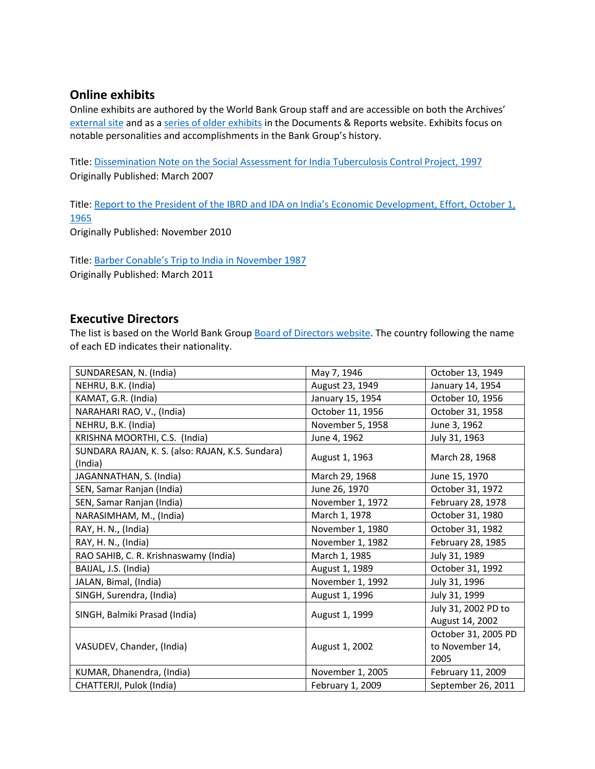## Online exhibits

Online exhibits are authored by the World Bank Group staff and are accessible on both the Archives' external site and as a series of older exhibits in the Documents & Reports website. Exhibits focus on notable personalities and accomplishments in the Bank Group's history.

Title: Dissemination Note on the Social Assessment for India Tuberculosis Control Project, 1997
Originally Published: March 2007

Title: Report to the President of the IBRD and IDA on India's Economic Development, Effort, October 1, 1965
Originally Published: November 2010

Title: Barber Conable's Trip to India in November 1987
Originally Published: March 2011

## Executive Directors

The list is based on the World Bank Group Board of Directors website. The country following the name of each ED indicates their nationality.

| | | |
|---|---|---|
| SUNDARESAN, N. (India) | May 7, 1946 | October 13, 1949 |
| NEHRU, B.K. (India) | August 23, 1949 | January 14, 1954 |
| KAMAT, G.R. (India) | January 15, 1954 | October 10, 1956 |
| NARAHARI RAO, V., (India) | October 11, 1956 | October 31, 1958 |
| NEHRU, B.K. (India) | November 5, 1958 | June 3, 1962 |
| KRISHNA MOORTHI, C.S. (India) | June 4, 1962 | July 31, 1963 |
| SUNDARA RAJAN, K. S. (also: RAJAN, K.S. Sundara) (India) | August 1, 1963 | March 28, 1968 |
| JAGANNATHAN, S. (India) | March 29, 1968 | June 15, 1970 |
| SEN, Samar Ranjan (India) | June 26, 1970 | October 31, 1972 |
| SEN, Samar Ranjan (India) | November 1, 1972 | February 28, 1978 |
| NARASIMHAM, M., (India) | March 1, 1978 | October 31, 1980 |
| RAY, H. N., (India) | November 1, 1980 | October 31, 1982 |
| RAY, H. N., (India) | November 1, 1982 | February 28, 1985 |
| RAO SAHIB, C. R. Krishnaswamy (India) | March 1, 1985 | July 31, 1989 |
| BAIJAL, J.S. (India) | August 1, 1989 | October 31, 1992 |
| JALAN, Bimal, (India) | November 1, 1992 | July 31, 1996 |
| SINGH, Surendra, (India) | August 1, 1996 | July 31, 1999 |
| SINGH, Balmiki Prasad (India) | August 1, 1999 | July 31, 2002 PD to August 14, 2002 |
| VASUDEV, Chander, (India) | August 1, 2002 | October 31, 2005 PD to November 14, 2005 |
| KUMAR, Dhanendra, (India) | November 1, 2005 | February 11, 2009 |
| CHATTERJI, Pulok (India) | February 1, 2009 | September 26, 2011 |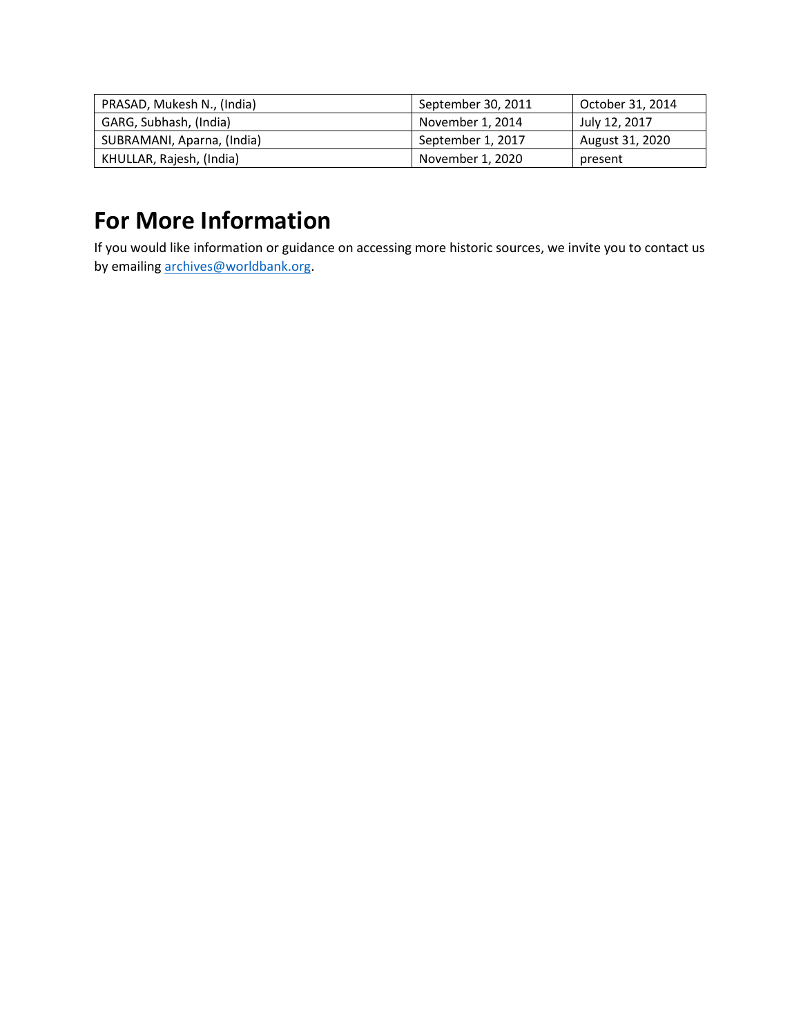| | | |
|---|---|---|
| PRASAD, Mukesh N., (India) | September 30, 2011 | October 31, 2014 |
| GARG, Subhash, (India) | November 1, 2014 | July 12, 2017 |
| SUBRAMANI, Aparna, (India) | September 1, 2017 | August 31, 2020 |
| KHULLAR, Rajesh, (India) | November 1, 2020 | present |

# For More Information

If you would like information or guidance on accessing more historic sources, we invite you to contact us by emailing archives@worldbank.org.